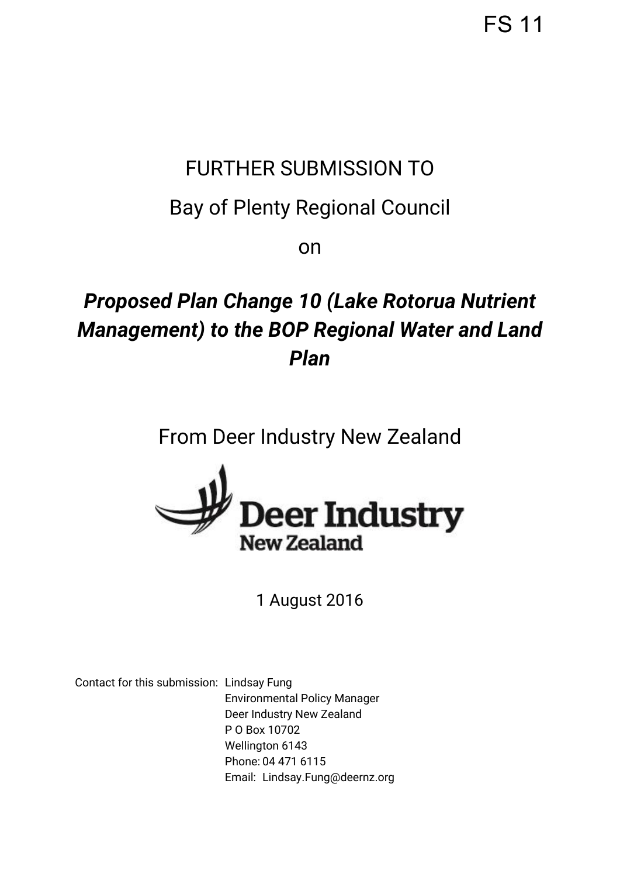FS 11

# FURTHER SUBMISSION TO

## Bay of Plenty Regional Council

on

## *Proposed Plan Change 10 (Lake Rotorua Nutrient Management) to the BOP Regional Water and Land Plan*

From Deer Industry New Zealand

Deer Industry New Zealand

1 August 2016

Contact for this submission: Lindsay Fung
Environmental Policy Manager
Deer Industry New Zealand
P O Box 10702
Wellington 6143
Phone: 04 471 6115
Email: Lindsay.Fung@deernz.org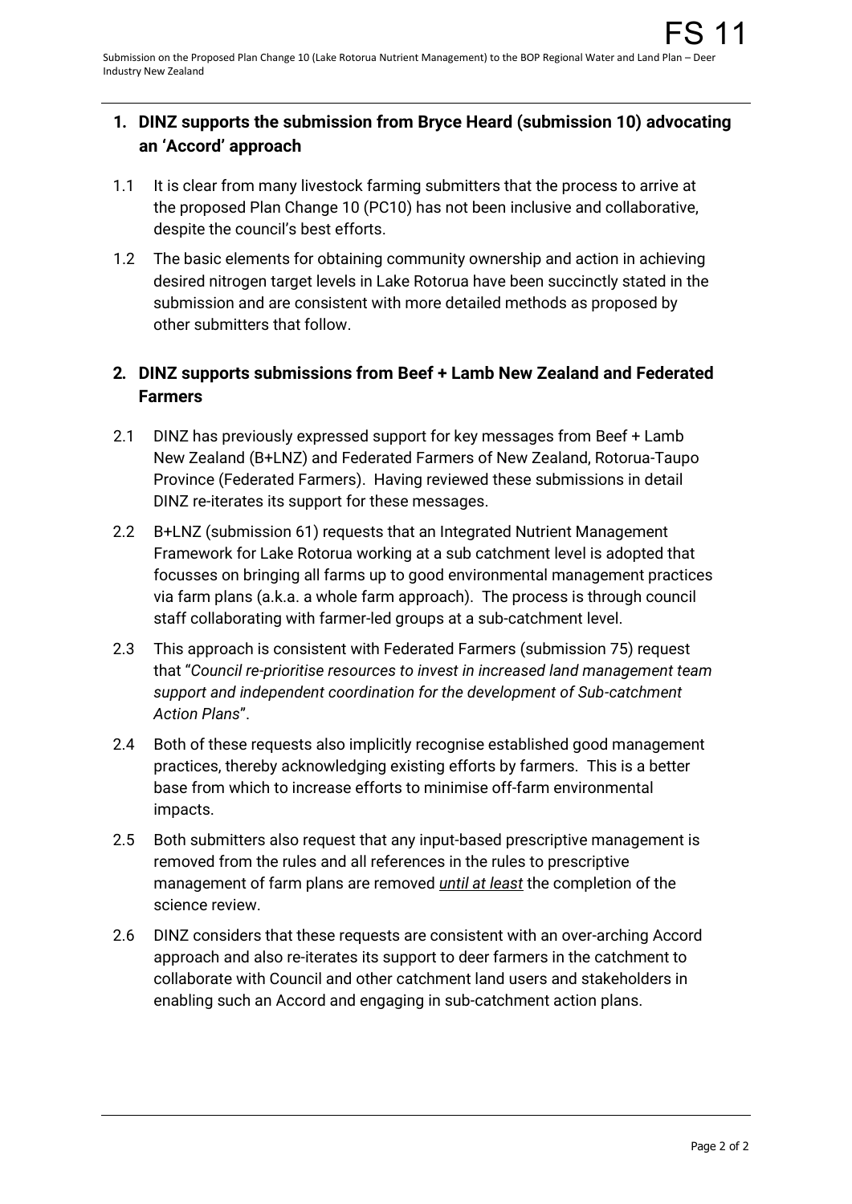## 1. DINZ supports the submission from Bryce Heard (submission 10) advocating an 'Accord' approach

1.1 It is clear from many livestock farming submitters that the process to arrive at the proposed Plan Change 10 (PC10) has not been inclusive and collaborative, despite the council's best efforts.

1.2 The basic elements for obtaining community ownership and action in achieving desired nitrogen target levels in Lake Rotorua have been succinctly stated in the submission and are consistent with more detailed methods as proposed by other submitters that follow.

## 2. DINZ supports submissions from Beef + Lamb New Zealand and Federated Farmers

2.1 DINZ has previously expressed support for key messages from Beef + Lamb New Zealand (B+LNZ) and Federated Farmers of New Zealand, Rotorua-Taupo Province (Federated Farmers). Having reviewed these submissions in detail DINZ re-iterates its support for these messages.

2.2 B+LNZ (submission 61) requests that an Integrated Nutrient Management Framework for Lake Rotorua working at a sub catchment level is adopted that focusses on bringing all farms up to good environmental management practices via farm plans (a.k.a. a whole farm approach). The process is through council staff collaborating with farmer-led groups at a sub-catchment level.

2.3 This approach is consistent with Federated Farmers (submission 75) request that "*Council re-prioritise resources to invest in increased land management team support and independent coordination for the development of Sub-catchment Action Plans*".

2.4 Both of these requests also implicitly recognise established good management practices, thereby acknowledging existing efforts by farmers. This is a better base from which to increase efforts to minimise off-farm environmental impacts.

2.5 Both submitters also request that any input-based prescriptive management is removed from the rules and all references in the rules to prescriptive management of farm plans are removed ***until at least*** the completion of the science review.

2.6 DINZ considers that these requests are consistent with an over-arching Accord approach and also re-iterates its support to deer farmers in the catchment to collaborate with Council and other catchment land users and stakeholders in enabling such an Accord and engaging in sub-catchment action plans.